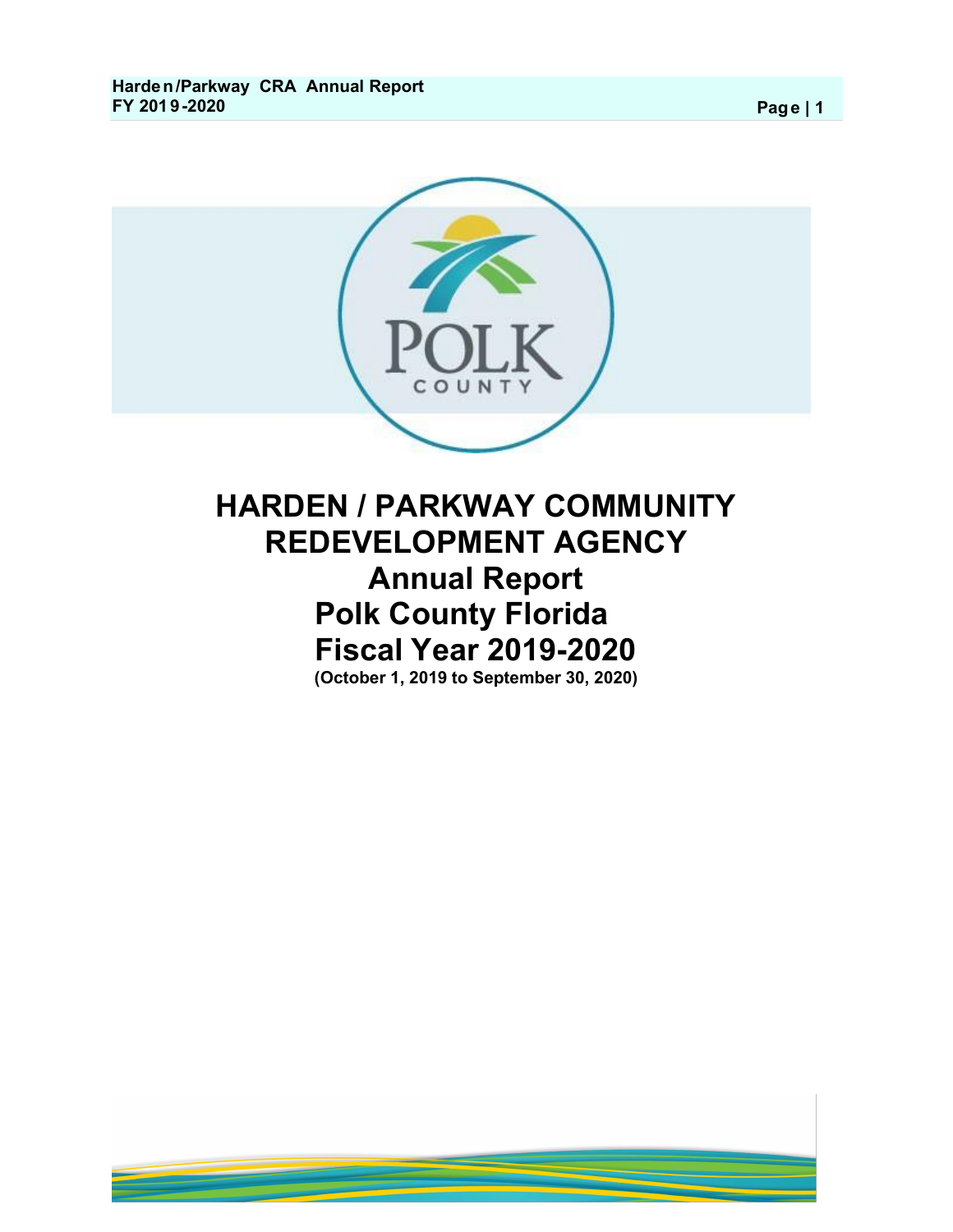# HARDEN / PARKWAY COMMUNITY REDEVELOPMENT AGENCY

## Annual Report

## Polk County Florida

## Fiscal Year 2019-2020

**(October 1, 2019 to September 30, 2020)**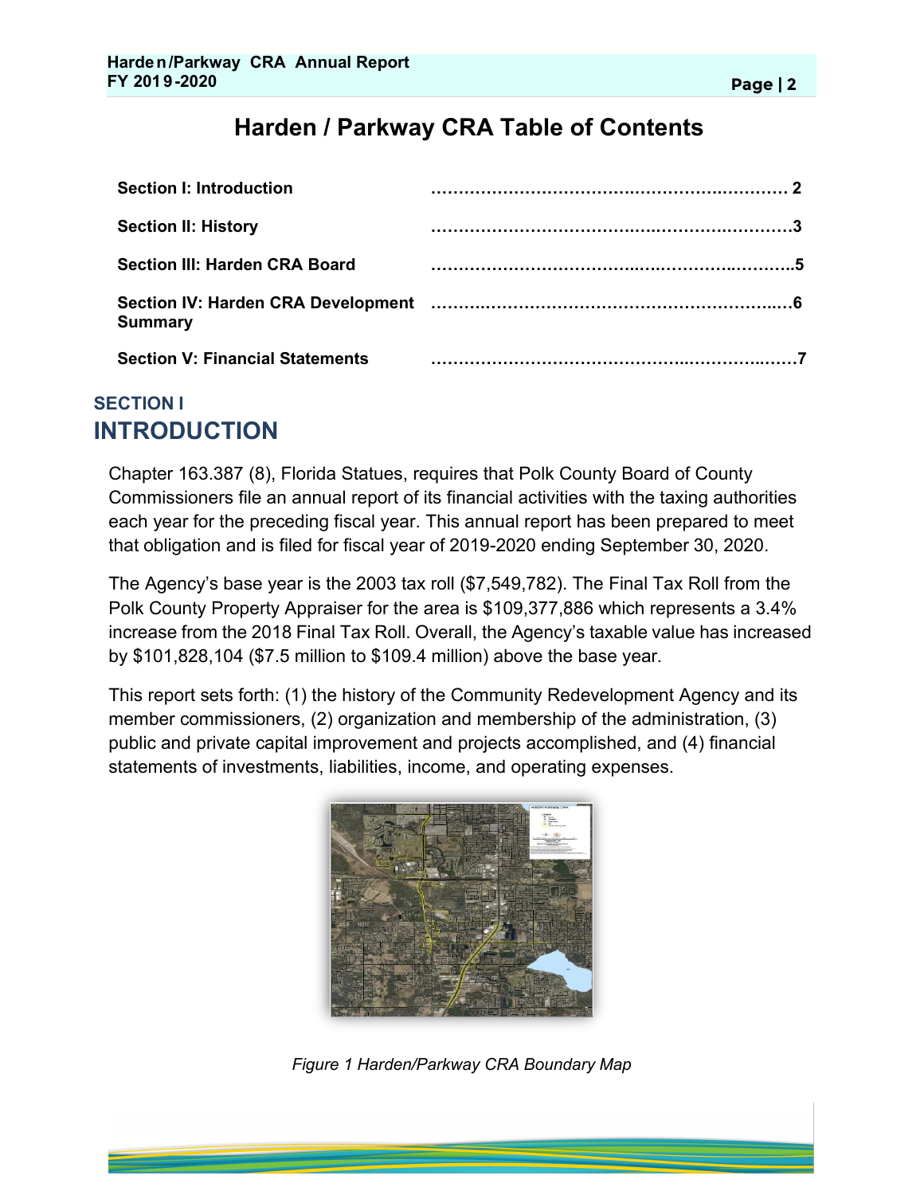# Harden / Parkway CRA Table of Contents

| | |
|---|---|
| **Section I: Introduction** | ………………………………………………………… 2 |
| **Section II: History** | …………………………………………………………3 |
| **Section III: Harden CRA Board** | …………………………………………………………5 |
| **Section IV: Harden CRA Development Summary** | …………………………………………………………6 |
| **Section V: Financial Statements** | …………………………………………………………7 |

## SECTION I
## INTRODUCTION

Chapter 163.387 (8), Florida Statues, requires that Polk County Board of County Commissioners file an annual report of its financial activities with the taxing authorities each year for the preceding fiscal year. This annual report has been prepared to meet that obligation and is filed for fiscal year of 2019-2020 ending September 30, 2020.

The Agency's base year is the 2003 tax roll ($7,549,782). The Final Tax Roll from the Polk County Property Appraiser for the area is $109,377,886 which represents a 3.4% increase from the 2018 Final Tax Roll. Overall, the Agency's taxable value has increased by $101,828,104 ($7.5 million to $109.4 million) above the base year.

This report sets forth: (1) the history of the Community Redevelopment Agency and its member commissioners, (2) organization and membership of the administration, (3) public and private capital improvement and projects accomplished, and (4) financial statements of investments, liabilities, income, and operating expenses.

*Figure 1 Harden/Parkway CRA Boundary Map*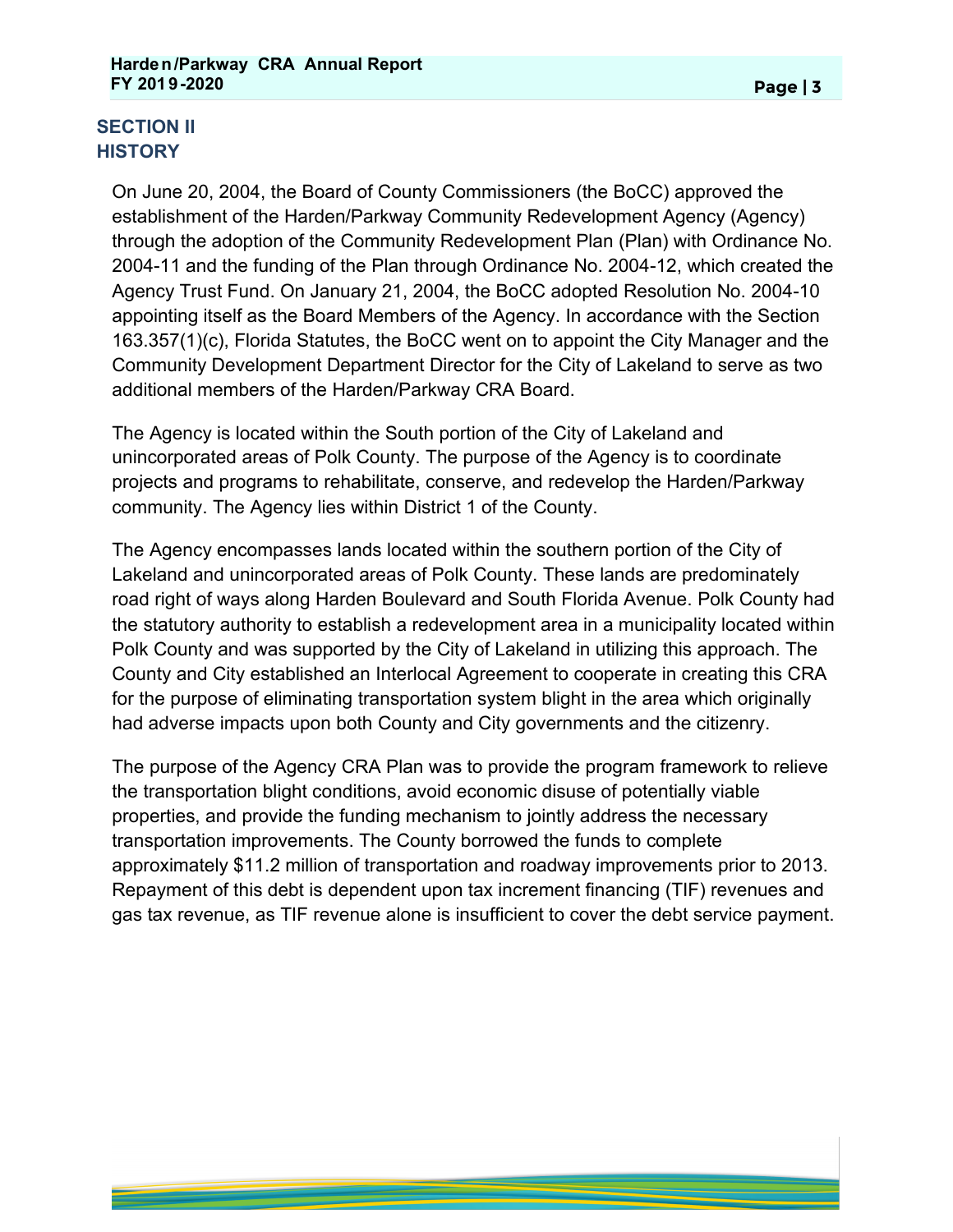## SECTION II
## HISTORY

On June 20, 2004, the Board of County Commissioners (the BoCC) approved the establishment of the Harden/Parkway Community Redevelopment Agency (Agency) through the adoption of the Community Redevelopment Plan (Plan) with Ordinance No. 2004-11 and the funding of the Plan through Ordinance No. 2004-12, which created the Agency Trust Fund. On January 21, 2004, the BoCC adopted Resolution No. 2004-10 appointing itself as the Board Members of the Agency. In accordance with the Section 163.357(1)(c), Florida Statutes, the BoCC went on to appoint the City Manager and the Community Development Department Director for the City of Lakeland to serve as two additional members of the Harden/Parkway CRA Board.

The Agency is located within the South portion of the City of Lakeland and unincorporated areas of Polk County. The purpose of the Agency is to coordinate projects and programs to rehabilitate, conserve, and redevelop the Harden/Parkway community. The Agency lies within District 1 of the County.

The Agency encompasses lands located within the southern portion of the City of Lakeland and unincorporated areas of Polk County. These lands are predominately road right of ways along Harden Boulevard and South Florida Avenue. Polk County had the statutory authority to establish a redevelopment area in a municipality located within Polk County and was supported by the City of Lakeland in utilizing this approach. The County and City established an Interlocal Agreement to cooperate in creating this CRA for the purpose of eliminating transportation system blight in the area which originally had adverse impacts upon both County and City governments and the citizenry.

The purpose of the Agency CRA Plan was to provide the program framework to relieve the transportation blight conditions, avoid economic disuse of potentially viable properties, and provide the funding mechanism to jointly address the necessary transportation improvements. The County borrowed the funds to complete approximately $11.2 million of transportation and roadway improvements prior to 2013. Repayment of this debt is dependent upon tax increment financing (TIF) revenues and gas tax revenue, as TIF revenue alone is insufficient to cover the debt service payment.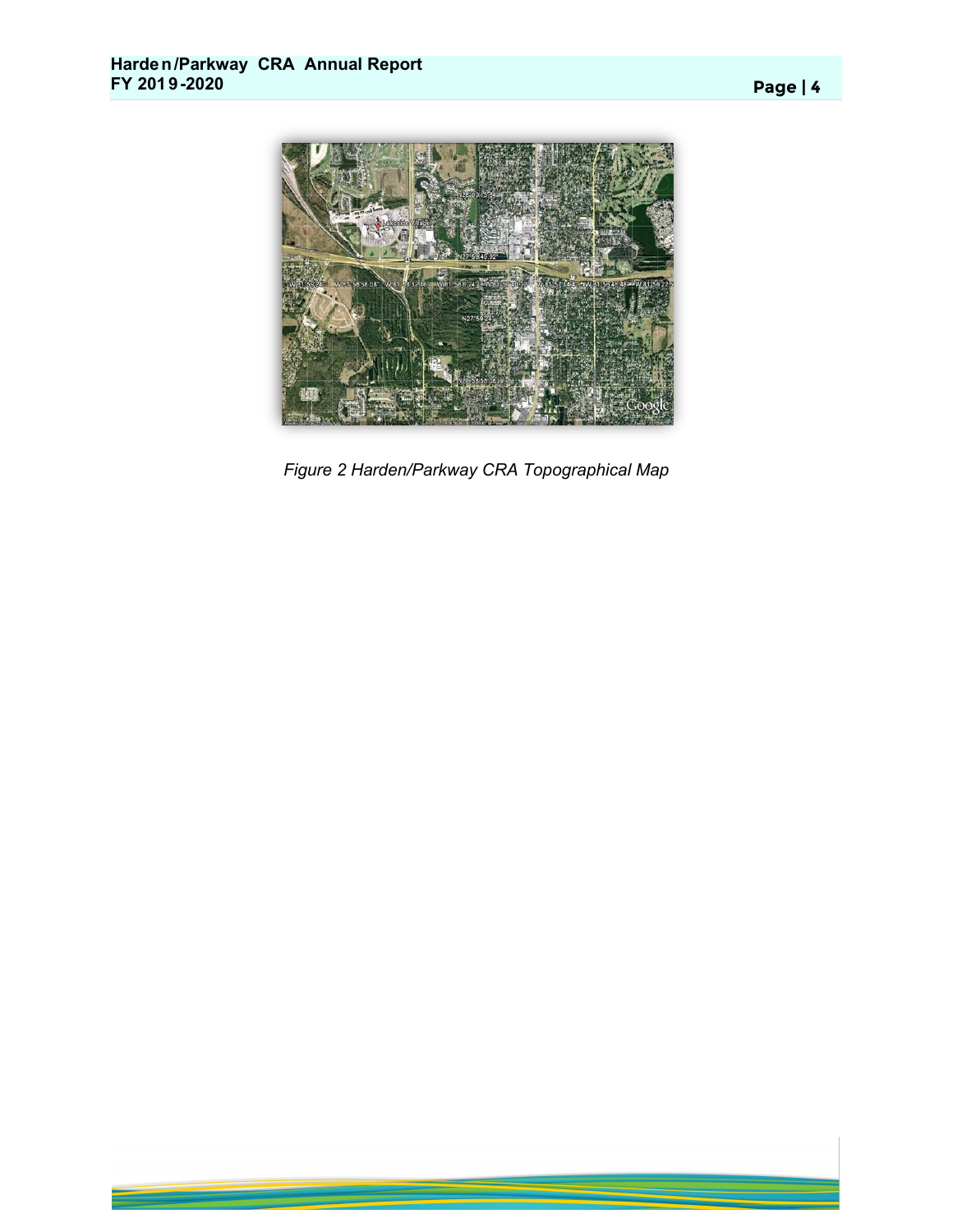*Figure 2 Harden/Parkway CRA Topographical Map*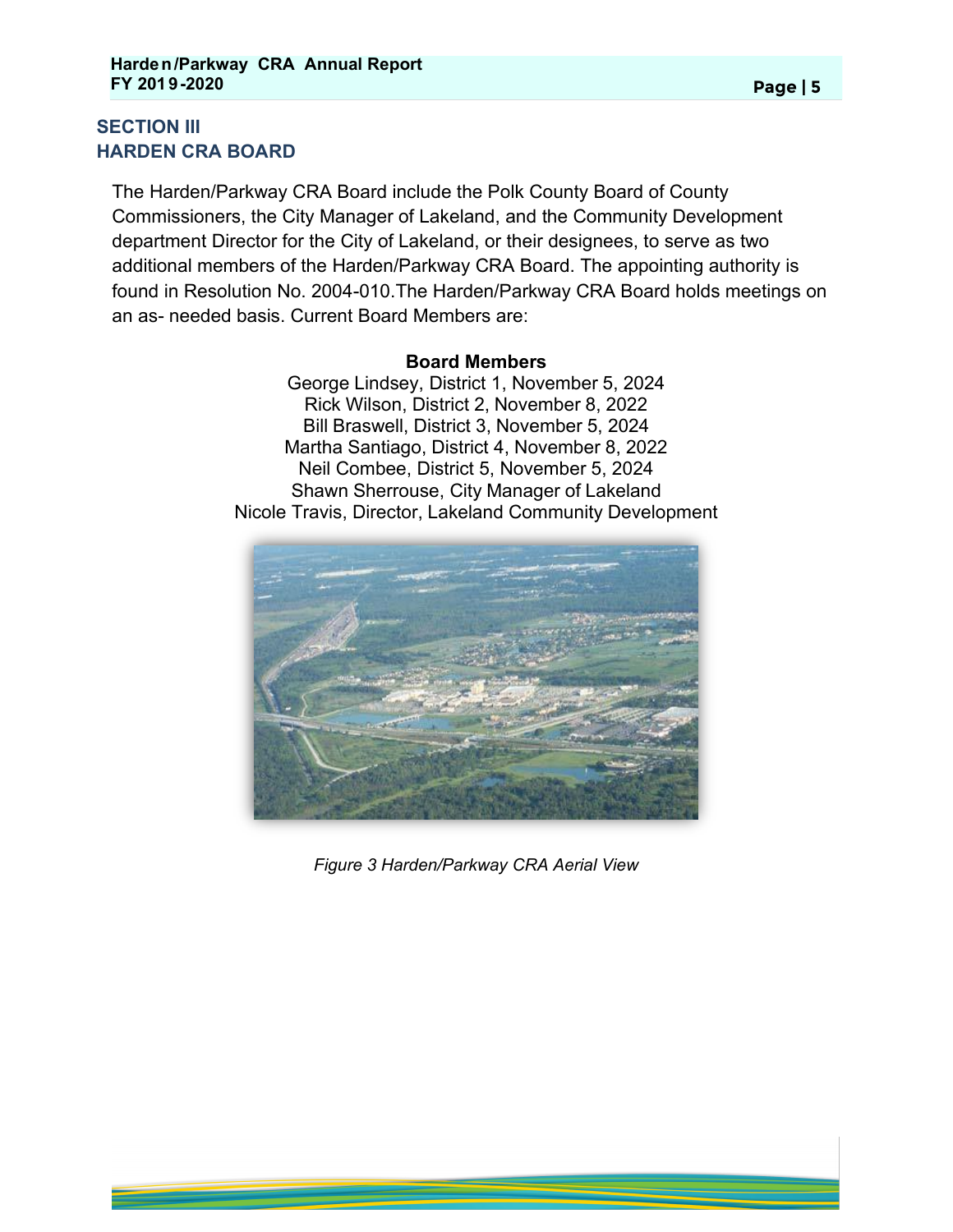## SECTION III
## HARDEN CRA BOARD

The Harden/Parkway CRA Board include the Polk County Board of County Commissioners, the City Manager of Lakeland, and the Community Development department Director for the City of Lakeland, or their designees, to serve as two additional members of the Harden/Parkway CRA Board. The appointing authority is found in Resolution No. 2004-010.The Harden/Parkway CRA Board holds meetings on an as- needed basis. Current Board Members are:

**Board Members**

George Lindsey, District 1, November 5, 2024
Rick Wilson, District 2, November 8, 2022
Bill Braswell, District 3, November 5, 2024
Martha Santiago, District 4, November 8, 2022
Neil Combee, District 5, November 5, 2024
Shawn Sherrouse, City Manager of Lakeland
Nicole Travis, Director, Lakeland Community Development

*Figure 3 Harden/Parkway CRA Aerial View*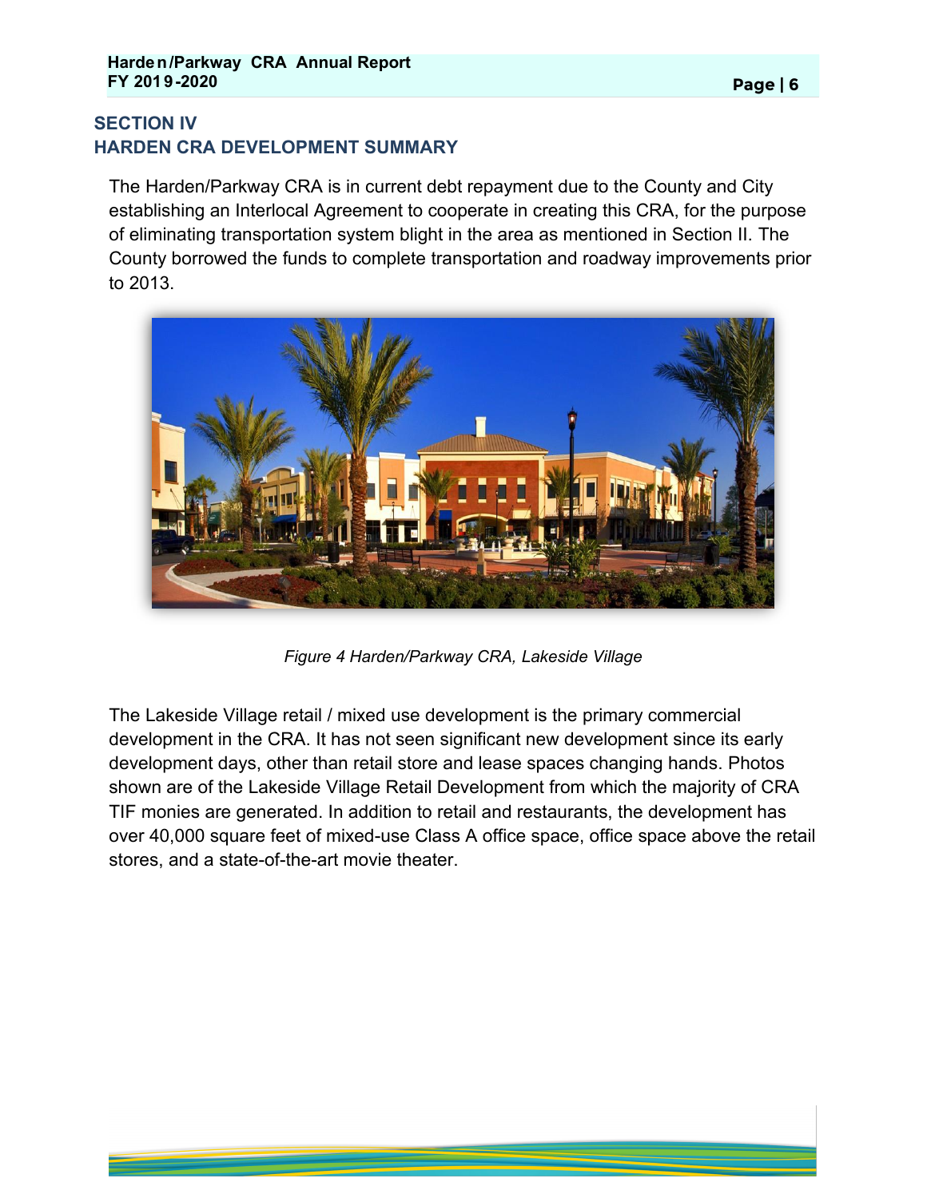## SECTION IV
## HARDEN CRA DEVELOPMENT SUMMARY

The Harden/Parkway CRA is in current debt repayment due to the County and City establishing an Interlocal Agreement to cooperate in creating this CRA, for the purpose of eliminating transportation system blight in the area as mentioned in Section II. The County borrowed the funds to complete transportation and roadway improvements prior to 2013.

*Figure 4 Harden/Parkway CRA, Lakeside Village*

The Lakeside Village retail / mixed use development is the primary commercial development in the CRA. It has not seen significant new development since its early development days, other than retail store and lease spaces changing hands. Photos shown are of the Lakeside Village Retail Development from which the majority of CRA TIF monies are generated. In addition to retail and restaurants, the development has over 40,000 square feet of mixed-use Class A office space, office space above the retail stores, and a state-of-the-art movie theater.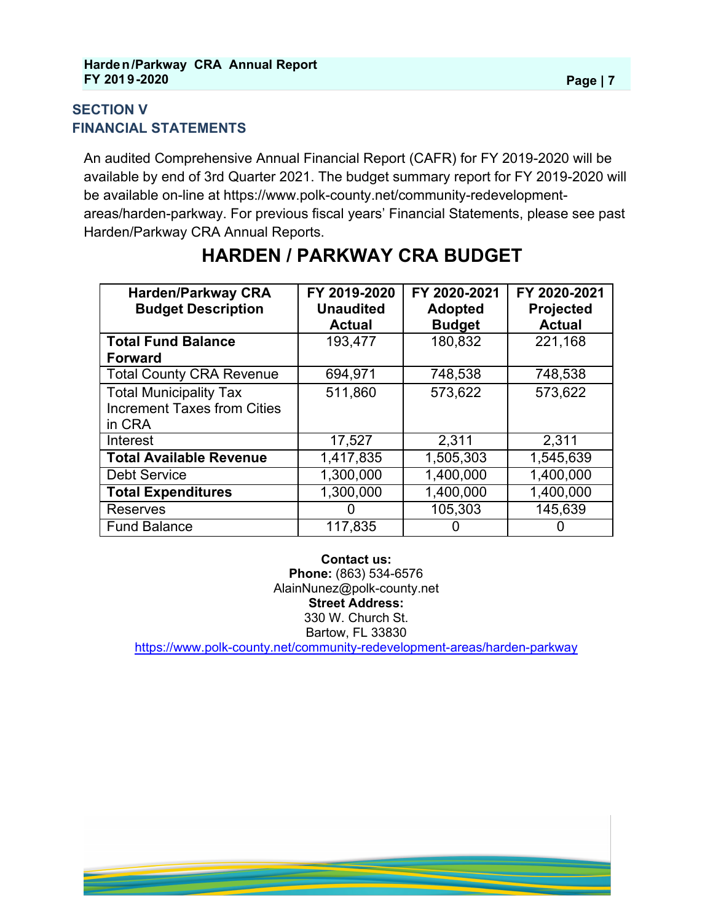## SECTION V
## FINANCIAL STATEMENTS

An audited Comprehensive Annual Financial Report (CAFR) for FY 2019-2020 will be available by end of 3rd Quarter 2021. The budget summary report for FY 2019-2020 will be available on-line at https://www.polk-county.net/community-redevelopment-areas/harden-parkway. For previous fiscal years' Financial Statements, please see past Harden/Parkway CRA Annual Reports.

# HARDEN / PARKWAY CRA BUDGET

| Harden/Parkway CRA Budget Description | FY 2019-2020 Unaudited Actual | FY 2020-2021 Adopted Budget | FY 2020-2021 Projected Actual |
|---|---|---|---|
| **Total Fund Balance Forward** | 193,477 | 180,832 | 221,168 |
| Total County CRA Revenue | 694,971 | 748,538 | 748,538 |
| Total Municipality Tax Increment Taxes from Cities in CRA | 511,860 | 573,622 | 573,622 |
| Interest | 17,527 | 2,311 | 2,311 |
| **Total Available Revenue** | 1,417,835 | 1,505,303 | 1,545,639 |
| Debt Service | 1,300,000 | 1,400,000 | 1,400,000 |
| **Total Expenditures** | 1,300,000 | 1,400,000 | 1,400,000 |
| Reserves | 0 | 105,303 | 145,639 |
| Fund Balance | 117,835 | 0 | 0 |

**Contact us:**
**Phone:** (863) 534-6576
AlainNunez@polk-county.net
**Street Address:**
330 W. Church St.
Bartow, FL 33830
https://www.polk-county.net/community-redevelopment-areas/harden-parkway